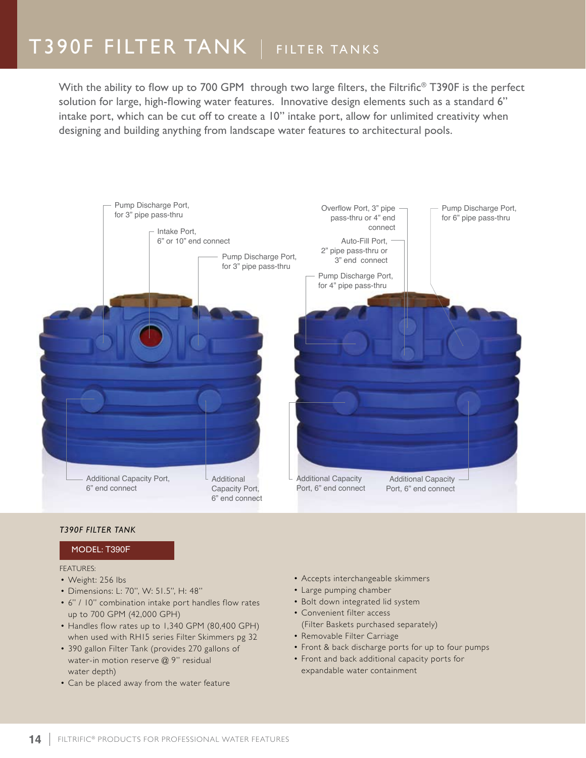# T390F FILTER TANK | FILTER TANKS

With the ability to flow up to 700 GPM through two large filters, the Filtrific® T390F is the perfect solution for large, high-flowing water features. Innovative design elements such as a standard 6" intake port, which can be cut off to create a 10" intake port, allow for unlimited creativity when designing and building anything from landscape water features to architectural pools.

Pump Discharge Port, for 3" pipe pass-thru

Intake Port, 6" or 10" end connect

Pump Discharge Port, for 3" pipe pass-thru

Overflow Port, 3" pipe pass-thru or 4" end connect

Auto-Fill Port, 2" pipe pass-thru or 3" end connect

Pump Discharge Port, for 4" pipe pass-thru

Pump Discharge Port, for 6" pipe pass-thru

Additional Capacity Port, 6" end connect

Additional Capacity Port, 6" end connect

Additional Capacity Port, 6" end connect

Additional Capacity Port, 6" end connect

*T390F FILTER TANK*

**MODEL: T390F**

FEATURES:

- Weight: 256 lbs
- Dimensions: L: 70", W: 51.5", H: 48"
- 6" / 10" combination intake port handles flow rates up to 700 GPM (42,000 GPH)
- Handles flow rates up to 1,340 GPM (80,400 GPH) when used with RH15 series Filter Skimmers pg 32
- 390 gallon Filter Tank (provides 270 gallons of water-in motion reserve @ 9" residual water depth)
- Can be placed away from the water feature
- Accepts interchangeable skimmers
- Large pumping chamber
- Bolt down integrated lid system
- Convenient filter access (Filter Baskets purchased separately)
- Removable Filter Carriage
- Front & back discharge ports for up to four pumps
- Front and back additional capacity ports for expandable water containment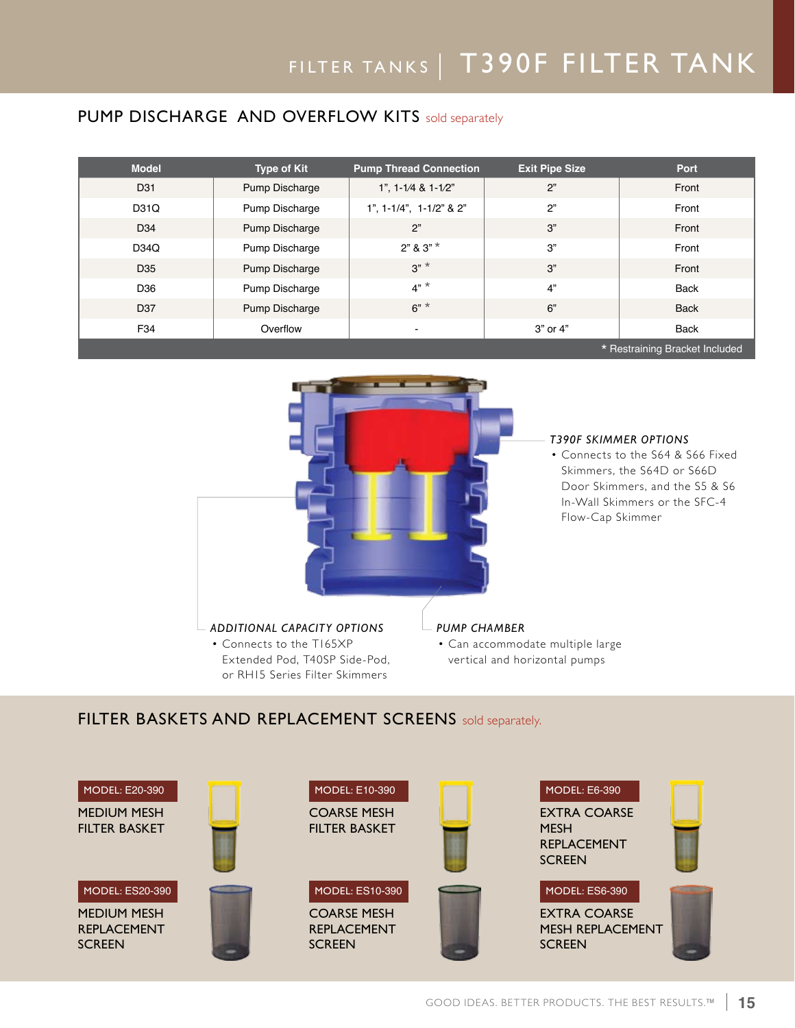# FILTER TANKS | T390F FILTER TANK

## PUMP DISCHARGE AND OVERFLOW KITS sold separately

| Model | Type of Kit | Pump Thread Connection | Exit Pipe Size | Port |
|---|---|---|---|---|
| D31 | Pump Discharge | 1", 1-1/4 & 1-1/2" | 2" | Front |
| D31Q | Pump Discharge | 1", 1-1/4", 1-1/2" & 2" | 2" | Front |
| D34 | Pump Discharge | 2" | 3" | Front |
| D34Q | Pump Discharge | 2" & 3" * | 3" | Front |
| D35 | Pump Discharge | 3" * | 3" | Front |
| D36 | Pump Discharge | 4" * | 4" | Back |
| D37 | Pump Discharge | 6" * | 6" | Back |
| F34 | Overflow | - | 3" or 4" | Back |

\* Restraining Bracket Included

*T390F SKIMMER OPTIONS*

- Connects to the S64 & S66 Fixed Skimmers, the S64D or S66D Door Skimmers, and the S5 & S6 In-Wall Skimmers or the SFC-4 Flow-Cap Skimmer

*ADDITIONAL CAPACITY OPTIONS*

- Connects to the T165XP Extended Pod, T40SP Side-Pod, or RH15 Series Filter Skimmers

*PUMP CHAMBER*

- Can accommodate multiple large vertical and horizontal pumps

## FILTER BASKETS AND REPLACEMENT SCREENS sold separately.

MODEL: E20-390
MEDIUM MESH FILTER BASKET

MODEL: E10-390
COARSE MESH FILTER BASKET

MODEL: E6-390
EXTRA COARSE MESH REPLACEMENT SCREEN

MODEL: ES20-390
MEDIUM MESH REPLACEMENT SCREEN

MODEL: ES10-390
COARSE MESH REPLACEMENT SCREEN

MODEL: ES6-390
EXTRA COARSE MESH REPLACEMENT SCREEN

GOOD IDEAS. BETTER PRODUCTS. THE BEST RESULTS.™